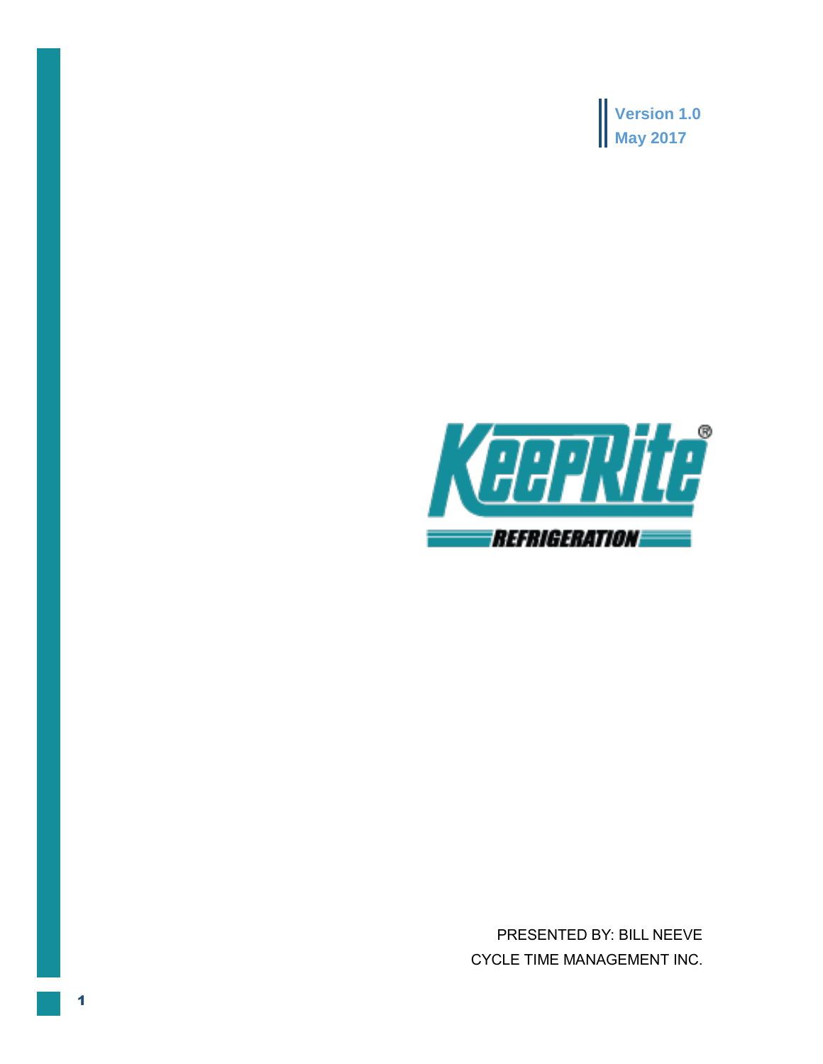**Version 1.0**
**May 2017**

KeepRite®
REFRIGERATION

PRESENTED BY: BILL NEEVE
CYCLE TIME MANAGEMENT INC.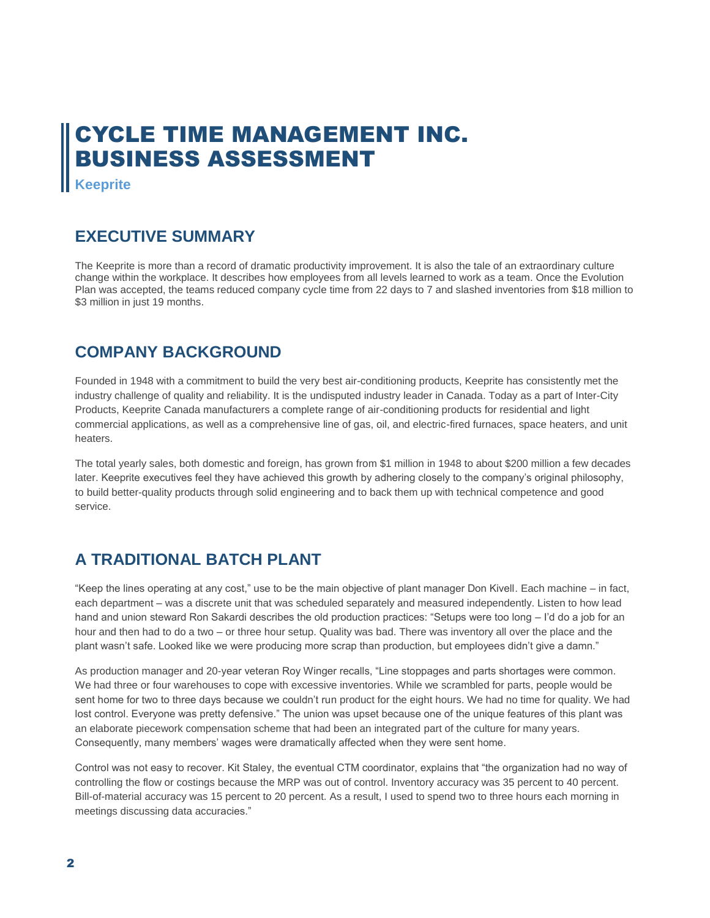# CYCLE TIME MANAGEMENT INC. BUSINESS ASSESSMENT

**Keeprite**

## EXECUTIVE SUMMARY

The Keeprite is more than a record of dramatic productivity improvement. It is also the tale of an extraordinary culture change within the workplace. It describes how employees from all levels learned to work as a team. Once the Evolution Plan was accepted, the teams reduced company cycle time from 22 days to 7 and slashed inventories from $18 million to $3 million in just 19 months.

## COMPANY BACKGROUND

Founded in 1948 with a commitment to build the very best air-conditioning products, Keeprite has consistently met the industry challenge of quality and reliability. It is the undisputed industry leader in Canada. Today as a part of Inter-City Products, Keeprite Canada manufacturers a complete range of air-conditioning products for residential and light commercial applications, as well as a comprehensive line of gas, oil, and electric-fired furnaces, space heaters, and unit heaters.

The total yearly sales, both domestic and foreign, has grown from $1 million in 1948 to about $200 million a few decades later. Keeprite executives feel they have achieved this growth by adhering closely to the company's original philosophy, to build better-quality products through solid engineering and to back them up with technical competence and good service.

## A TRADITIONAL BATCH PLANT

"Keep the lines operating at any cost," use to be the main objective of plant manager Don Kivell. Each machine – in fact, each department – was a discrete unit that was scheduled separately and measured independently. Listen to how lead hand and union steward Ron Sakardi describes the old production practices: "Setups were too long – I'd do a job for an hour and then had to do a two – or three hour setup. Quality was bad. There was inventory all over the place and the plant wasn't safe. Looked like we were producing more scrap than production, but employees didn't give a damn."

As production manager and 20-year veteran Roy Winger recalls, "Line stoppages and parts shortages were common. We had three or four warehouses to cope with excessive inventories. While we scrambled for parts, people would be sent home for two to three days because we couldn't run product for the eight hours. We had no time for quality. We had lost control. Everyone was pretty defensive." The union was upset because one of the unique features of this plant was an elaborate piecework compensation scheme that had been an integrated part of the culture for many years. Consequently, many members' wages were dramatically affected when they were sent home.

Control was not easy to recover. Kit Staley, the eventual CTM coordinator, explains that "the organization had no way of controlling the flow or costings because the MRP was out of control. Inventory accuracy was 35 percent to 40 percent. Bill-of-material accuracy was 15 percent to 20 percent. As a result, I used to spend two to three hours each morning in meetings discussing data accuracies."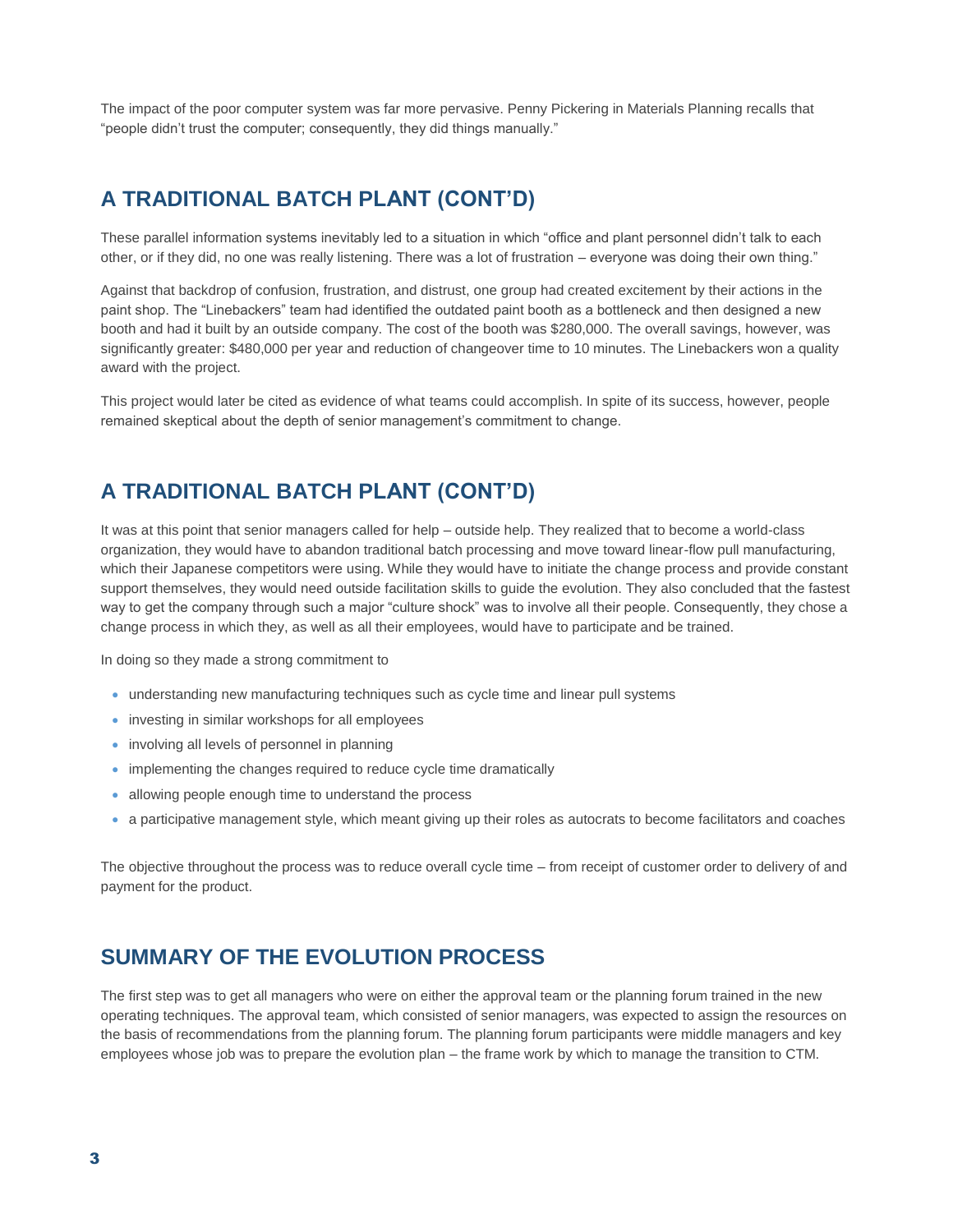The impact of the poor computer system was far more pervasive. Penny Pickering in Materials Planning recalls that "people didn't trust the computer; consequently, they did things manually."

## A TRADITIONAL BATCH PLANT (CONT'D)

These parallel information systems inevitably led to a situation in which "office and plant personnel didn't talk to each other, or if they did, no one was really listening. There was a lot of frustration – everyone was doing their own thing."

Against that backdrop of confusion, frustration, and distrust, one group had created excitement by their actions in the paint shop. The "Linebackers" team had identified the outdated paint booth as a bottleneck and then designed a new booth and had it built by an outside company. The cost of the booth was $280,000. The overall savings, however, was significantly greater: $480,000 per year and reduction of changeover time to 10 minutes. The Linebackers won a quality award with the project.

This project would later be cited as evidence of what teams could accomplish. In spite of its success, however, people remained skeptical about the depth of senior management's commitment to change.

## A TRADITIONAL BATCH PLANT (CONT'D)

It was at this point that senior managers called for help – outside help. They realized that to become a world-class organization, they would have to abandon traditional batch processing and move toward linear-flow pull manufacturing, which their Japanese competitors were using. While they would have to initiate the change process and provide constant support themselves, they would need outside facilitation skills to guide the evolution. They also concluded that the fastest way to get the company through such a major "culture shock" was to involve all their people. Consequently, they chose a change process in which they, as well as all their employees, would have to participate and be trained.

In doing so they made a strong commitment to

- understanding new manufacturing techniques such as cycle time and linear pull systems
- investing in similar workshops for all employees
- involving all levels of personnel in planning
- implementing the changes required to reduce cycle time dramatically
- allowing people enough time to understand the process
- a participative management style, which meant giving up their roles as autocrats to become facilitators and coaches

The objective throughout the process was to reduce overall cycle time – from receipt of customer order to delivery of and payment for the product.

## SUMMARY OF THE EVOLUTION PROCESS

The first step was to get all managers who were on either the approval team or the planning forum trained in the new operating techniques. The approval team, which consisted of senior managers, was expected to assign the resources on the basis of recommendations from the planning forum. The planning forum participants were middle managers and key employees whose job was to prepare the evolution plan – the frame work by which to manage the transition to CTM.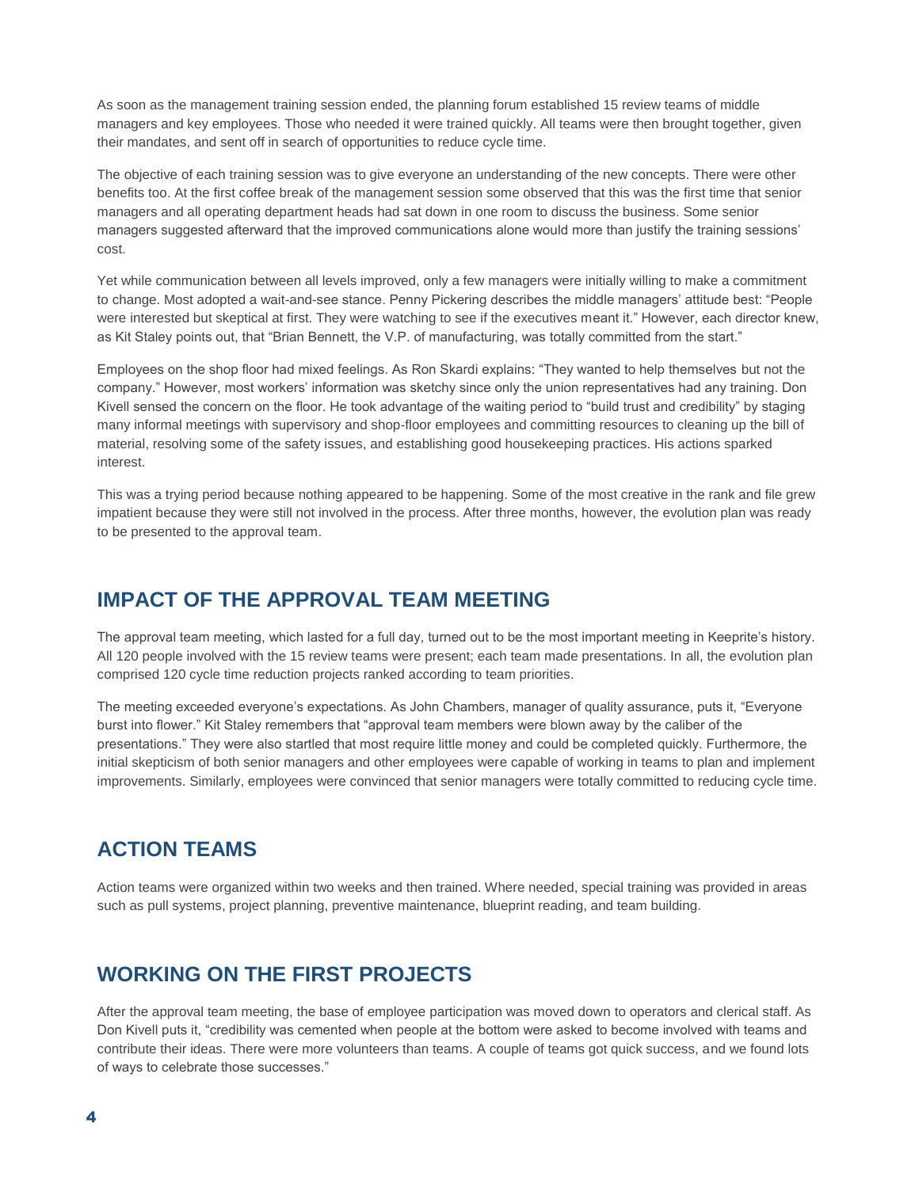As soon as the management training session ended, the planning forum established 15 review teams of middle managers and key employees. Those who needed it were trained quickly. All teams were then brought together, given their mandates, and sent off in search of opportunities to reduce cycle time.

The objective of each training session was to give everyone an understanding of the new concepts. There were other benefits too. At the first coffee break of the management session some observed that this was the first time that senior managers and all operating department heads had sat down in one room to discuss the business. Some senior managers suggested afterward that the improved communications alone would more than justify the training sessions' cost.

Yet while communication between all levels improved, only a few managers were initially willing to make a commitment to change. Most adopted a wait-and-see stance. Penny Pickering describes the middle managers' attitude best: "People were interested but skeptical at first. They were watching to see if the executives meant it." However, each director knew, as Kit Staley points out, that "Brian Bennett, the V.P. of manufacturing, was totally committed from the start."

Employees on the shop floor had mixed feelings. As Ron Skardi explains: "They wanted to help themselves but not the company." However, most workers' information was sketchy since only the union representatives had any training. Don Kivell sensed the concern on the floor. He took advantage of the waiting period to "build trust and credibility" by staging many informal meetings with supervisory and shop-floor employees and committing resources to cleaning up the bill of material, resolving some of the safety issues, and establishing good housekeeping practices. His actions sparked interest.

This was a trying period because nothing appeared to be happening. Some of the most creative in the rank and file grew impatient because they were still not involved in the process. After three months, however, the evolution plan was ready to be presented to the approval team.

## IMPACT OF THE APPROVAL TEAM MEETING

The approval team meeting, which lasted for a full day, turned out to be the most important meeting in Keeprite's history. All 120 people involved with the 15 review teams were present; each team made presentations. In all, the evolution plan comprised 120 cycle time reduction projects ranked according to team priorities.

The meeting exceeded everyone's expectations. As John Chambers, manager of quality assurance, puts it, "Everyone burst into flower." Kit Staley remembers that "approval team members were blown away by the caliber of the presentations." They were also startled that most require little money and could be completed quickly. Furthermore, the initial skepticism of both senior managers and other employees were capable of working in teams to plan and implement improvements. Similarly, employees were convinced that senior managers were totally committed to reducing cycle time.

## ACTION TEAMS

Action teams were organized within two weeks and then trained. Where needed, special training was provided in areas such as pull systems, project planning, preventive maintenance, blueprint reading, and team building.

## WORKING ON THE FIRST PROJECTS

After the approval team meeting, the base of employee participation was moved down to operators and clerical staff. As Don Kivell puts it, "credibility was cemented when people at the bottom were asked to become involved with teams and contribute their ideas. There were more volunteers than teams. A couple of teams got quick success, and we found lots of ways to celebrate those successes."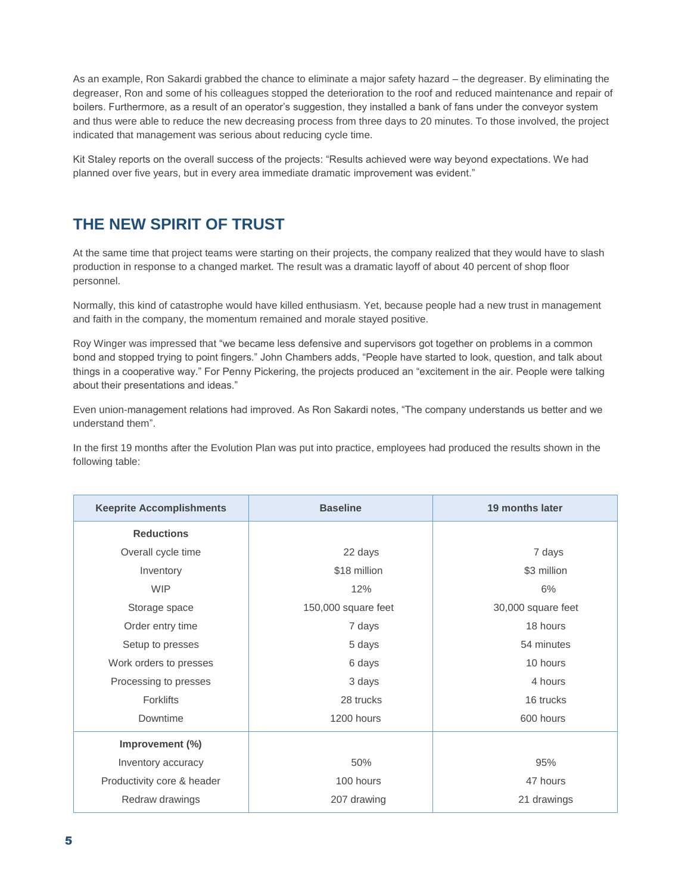As an example, Ron Sakardi grabbed the chance to eliminate a major safety hazard – the degreaser. By eliminating the degreaser, Ron and some of his colleagues stopped the deterioration to the roof and reduced maintenance and repair of boilers. Furthermore, as a result of an operator's suggestion, they installed a bank of fans under the conveyor system and thus were able to reduce the new decreasing process from three days to 20 minutes. To those involved, the project indicated that management was serious about reducing cycle time.

Kit Staley reports on the overall success of the projects: "Results achieved were way beyond expectations. We had planned over five years, but in every area immediate dramatic improvement was evident."

## THE NEW SPIRIT OF TRUST

At the same time that project teams were starting on their projects, the company realized that they would have to slash production in response to a changed market. The result was a dramatic layoff of about 40 percent of shop floor personnel.

Normally, this kind of catastrophe would have killed enthusiasm. Yet, because people had a new trust in management and faith in the company, the momentum remained and morale stayed positive.

Roy Winger was impressed that "we became less defensive and supervisors got together on problems in a common bond and stopped trying to point fingers." John Chambers adds, "People have started to look, question, and talk about things in a cooperative way." For Penny Pickering, the projects produced an "excitement in the air. People were talking about their presentations and ideas."

Even union-management relations had improved. As Ron Sakardi notes, "The company understands us better and we understand them".

In the first 19 months after the Evolution Plan was put into practice, employees had produced the results shown in the following table:

| Keeprite Accomplishments | Baseline | 19 months later |
|---|---|---|
| **Reductions** | | |
| Overall cycle time | 22 days | 7 days |
| Inventory | $18 million | $3 million |
| WIP | 12% | 6% |
| Storage space | 150,000 square feet | 30,000 square feet |
| Order entry time | 7 days | 18 hours |
| Setup to presses | 5 days | 54 minutes |
| Work orders to presses | 6 days | 10 hours |
| Processing to presses | 3 days | 4 hours |
| Forklifts | 28 trucks | 16 trucks |
| Downtime | 1200 hours | 600 hours |
| **Improvement (%)** | | |
| Inventory accuracy | 50% | 95% |
| Productivity core & header | 100 hours | 47 hours |
| Redraw drawings | 207 drawing | 21 drawings |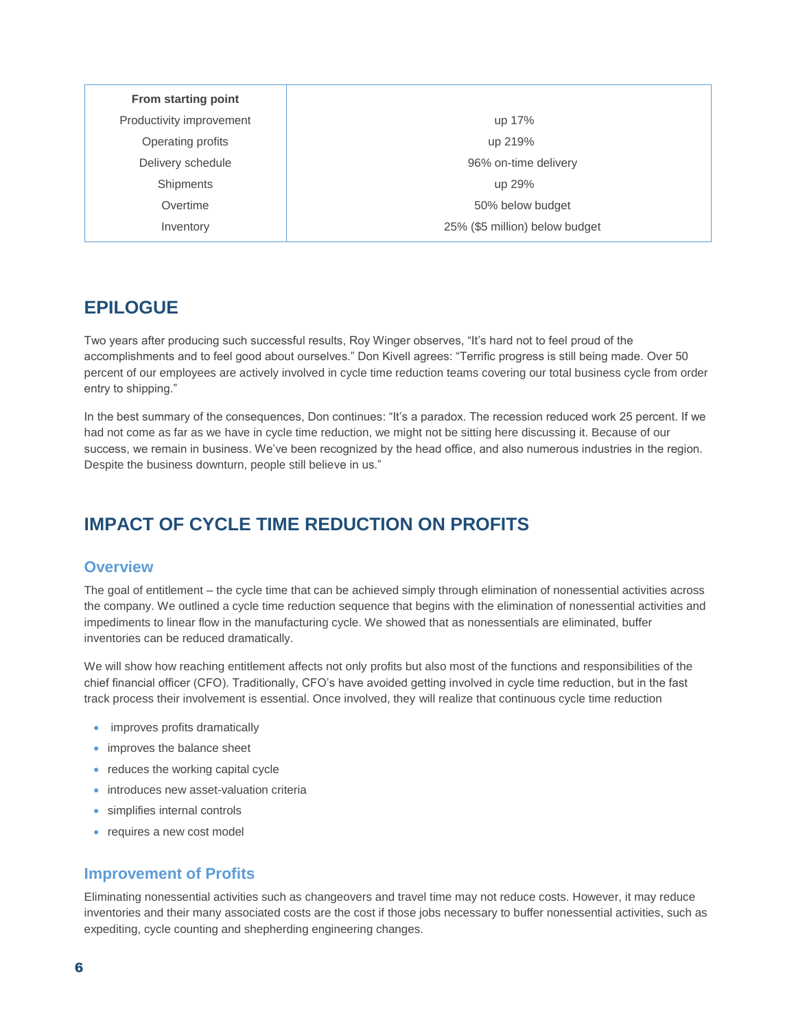| From starting point | |
|---|---|
| Productivity improvement | up 17% |
| Operating profits | up 219% |
| Delivery schedule | 96% on-time delivery |
| Shipments | up 29% |
| Overtime | 50% below budget |
| Inventory | 25% ($5 million) below budget |

## EPILOGUE

Two years after producing such successful results, Roy Winger observes, "It's hard not to feel proud of the accomplishments and to feel good about ourselves." Don Kivell agrees: "Terrific progress is still being made. Over 50 percent of our employees are actively involved in cycle time reduction teams covering our total business cycle from order entry to shipping."

In the best summary of the consequences, Don continues: "It's a paradox. The recession reduced work 25 percent. If we had not come as far as we have in cycle time reduction, we might not be sitting here discussing it. Because of our success, we remain in business. We've been recognized by the head office, and also numerous industries in the region. Despite the business downturn, people still believe in us."

## IMPACT OF CYCLE TIME REDUCTION ON PROFITS

### Overview

The goal of entitlement – the cycle time that can be achieved simply through elimination of nonessential activities across the company. We outlined a cycle time reduction sequence that begins with the elimination of nonessential activities and impediments to linear flow in the manufacturing cycle. We showed that as nonessentials are eliminated, buffer inventories can be reduced dramatically.

We will show how reaching entitlement affects not only profits but also most of the functions and responsibilities of the chief financial officer (CFO). Traditionally, CFO's have avoided getting involved in cycle time reduction, but in the fast track process their involvement is essential. Once involved, they will realize that continuous cycle time reduction

- improves profits dramatically
- improves the balance sheet
- reduces the working capital cycle
- introduces new asset-valuation criteria
- simplifies internal controls
- requires a new cost model

### Improvement of Profits

Eliminating nonessential activities such as changeovers and travel time may not reduce costs. However, it may reduce inventories and their many associated costs are the cost if those jobs necessary to buffer nonessential activities, such as expediting, cycle counting and shepherding engineering changes.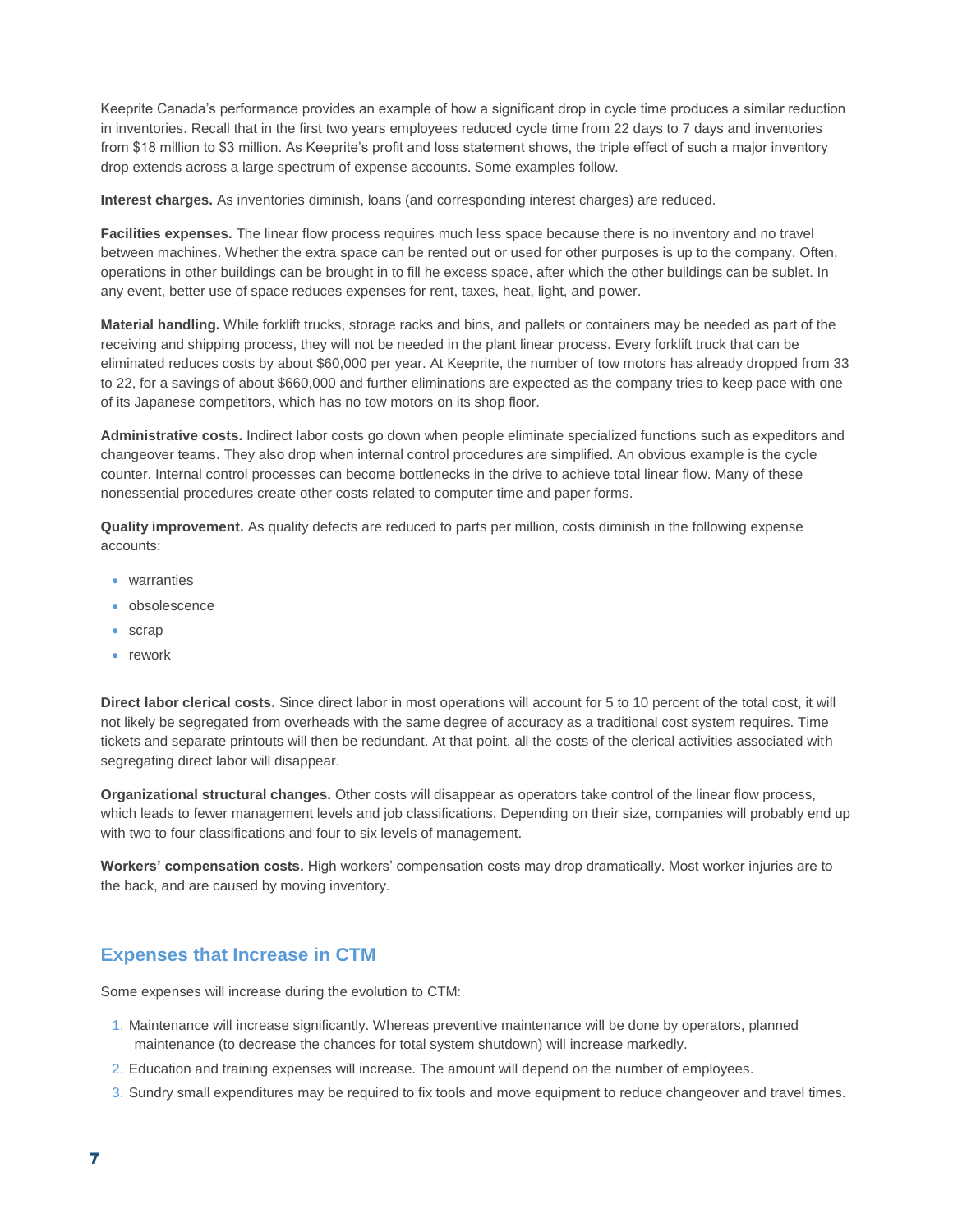Keeprite Canada's performance provides an example of how a significant drop in cycle time produces a similar reduction in inventories. Recall that in the first two years employees reduced cycle time from 22 days to 7 days and inventories from $18 million to $3 million. As Keeprite's profit and loss statement shows, the triple effect of such a major inventory drop extends across a large spectrum of expense accounts. Some examples follow.

**Interest charges.** As inventories diminish, loans (and corresponding interest charges) are reduced.

**Facilities expenses.** The linear flow process requires much less space because there is no inventory and no travel between machines. Whether the extra space can be rented out or used for other purposes is up to the company. Often, operations in other buildings can be brought in to fill he excess space, after which the other buildings can be sublet. In any event, better use of space reduces expenses for rent, taxes, heat, light, and power.

**Material handling.** While forklift trucks, storage racks and bins, and pallets or containers may be needed as part of the receiving and shipping process, they will not be needed in the plant linear process. Every forklift truck that can be eliminated reduces costs by about $60,000 per year. At Keeprite, the number of tow motors has already dropped from 33 to 22, for a savings of about $660,000 and further eliminations are expected as the company tries to keep pace with one of its Japanese competitors, which has no tow motors on its shop floor.

**Administrative costs.** Indirect labor costs go down when people eliminate specialized functions such as expeditors and changeover teams. They also drop when internal control procedures are simplified. An obvious example is the cycle counter. Internal control processes can become bottlenecks in the drive to achieve total linear flow. Many of these nonessential procedures create other costs related to computer time and paper forms.

**Quality improvement.** As quality defects are reduced to parts per million, costs diminish in the following expense accounts:

- warranties
- obsolescence
- scrap
- rework

**Direct labor clerical costs.** Since direct labor in most operations will account for 5 to 10 percent of the total cost, it will not likely be segregated from overheads with the same degree of accuracy as a traditional cost system requires. Time tickets and separate printouts will then be redundant. At that point, all the costs of the clerical activities associated with segregating direct labor will disappear.

**Organizational structural changes.** Other costs will disappear as operators take control of the linear flow process, which leads to fewer management levels and job classifications. Depending on their size, companies will probably end up with two to four classifications and four to six levels of management.

**Workers' compensation costs.** High workers' compensation costs may drop dramatically. Most worker injuries are to the back, and are caused by moving inventory.

## Expenses that Increase in CTM

Some expenses will increase during the evolution to CTM:

1. Maintenance will increase significantly. Whereas preventive maintenance will be done by operators, planned maintenance (to decrease the chances for total system shutdown) will increase markedly.
2. Education and training expenses will increase. The amount will depend on the number of employees.
3. Sundry small expenditures may be required to fix tools and move equipment to reduce changeover and travel times.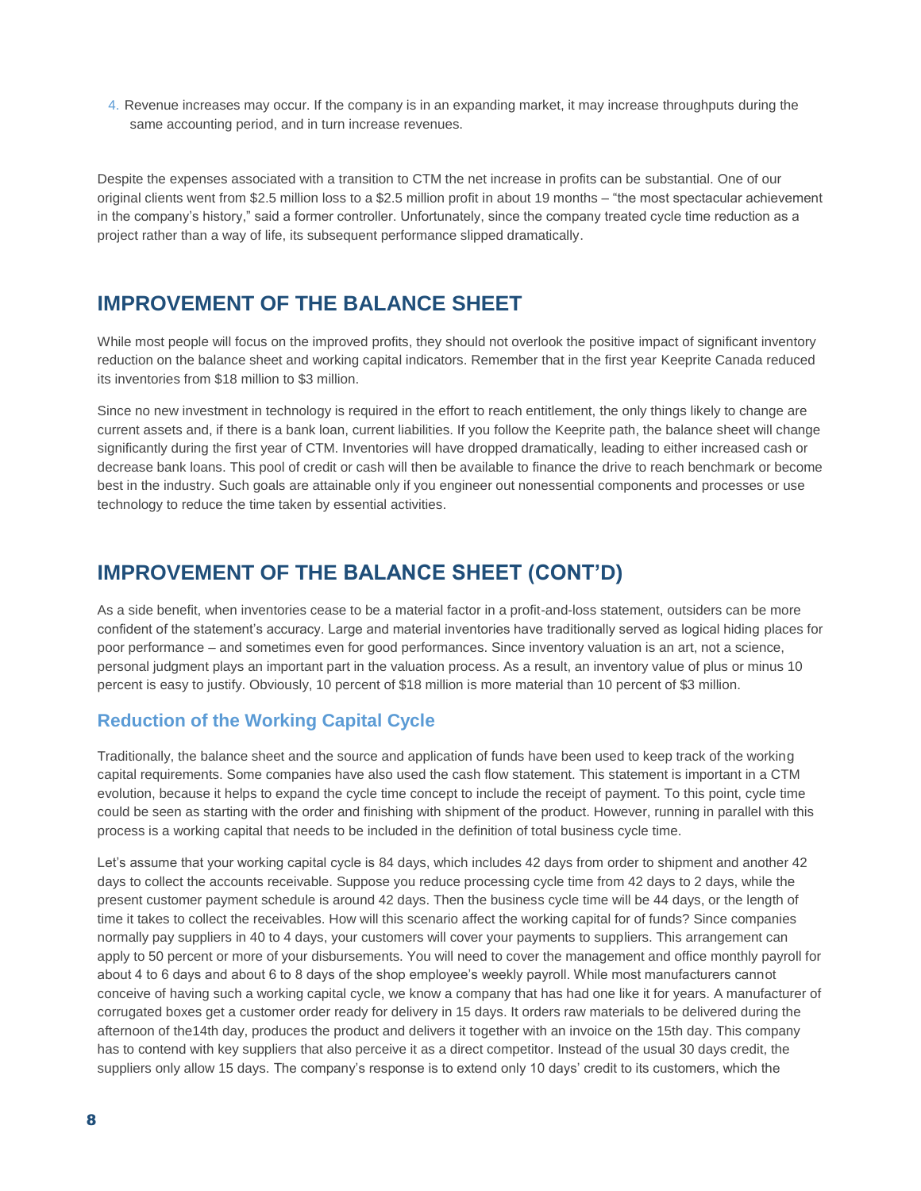4. Revenue increases may occur. If the company is in an expanding market, it may increase throughputs during the same accounting period, and in turn increase revenues.

Despite the expenses associated with a transition to CTM the net increase in profits can be substantial. One of our original clients went from $2.5 million loss to a $2.5 million profit in about 19 months – "the most spectacular achievement in the company's history," said a former controller. Unfortunately, since the company treated cycle time reduction as a project rather than a way of life, its subsequent performance slipped dramatically.

## IMPROVEMENT OF THE BALANCE SHEET

While most people will focus on the improved profits, they should not overlook the positive impact of significant inventory reduction on the balance sheet and working capital indicators. Remember that in the first year Keeprite Canada reduced its inventories from $18 million to $3 million.

Since no new investment in technology is required in the effort to reach entitlement, the only things likely to change are current assets and, if there is a bank loan, current liabilities. If you follow the Keeprite path, the balance sheet will change significantly during the first year of CTM. Inventories will have dropped dramatically, leading to either increased cash or decrease bank loans. This pool of credit or cash will then be available to finance the drive to reach benchmark or become best in the industry. Such goals are attainable only if you engineer out nonessential components and processes or use technology to reduce the time taken by essential activities.

## IMPROVEMENT OF THE BALANCE SHEET (CONT'D)

As a side benefit, when inventories cease to be a material factor in a profit-and-loss statement, outsiders can be more confident of the statement's accuracy. Large and material inventories have traditionally served as logical hiding places for poor performance – and sometimes even for good performances. Since inventory valuation is an art, not a science, personal judgment plays an important part in the valuation process. As a result, an inventory value of plus or minus 10 percent is easy to justify. Obviously, 10 percent of $18 million is more material than 10 percent of $3 million.

### Reduction of the Working Capital Cycle

Traditionally, the balance sheet and the source and application of funds have been used to keep track of the working capital requirements. Some companies have also used the cash flow statement. This statement is important in a CTM evolution, because it helps to expand the cycle time concept to include the receipt of payment. To this point, cycle time could be seen as starting with the order and finishing with shipment of the product. However, running in parallel with this process is a working capital that needs to be included in the definition of total business cycle time.

Let's assume that your working capital cycle is 84 days, which includes 42 days from order to shipment and another 42 days to collect the accounts receivable. Suppose you reduce processing cycle time from 42 days to 2 days, while the present customer payment schedule is around 42 days. Then the business cycle time will be 44 days, or the length of time it takes to collect the receivables. How will this scenario affect the working capital for of funds? Since companies normally pay suppliers in 40 to 4 days, your customers will cover your payments to suppliers. This arrangement can apply to 50 percent or more of your disbursements. You will need to cover the management and office monthly payroll for about 4 to 6 days and about 6 to 8 days of the shop employee's weekly payroll. While most manufacturers cannot conceive of having such a working capital cycle, we know a company that has had one like it for years. A manufacturer of corrugated boxes get a customer order ready for delivery in 15 days. It orders raw materials to be delivered during the afternoon of the14th day, produces the product and delivers it together with an invoice on the 15th day. This company has to contend with key suppliers that also perceive it as a direct competitor. Instead of the usual 30 days credit, the suppliers only allow 15 days. The company's response is to extend only 10 days' credit to its customers, which the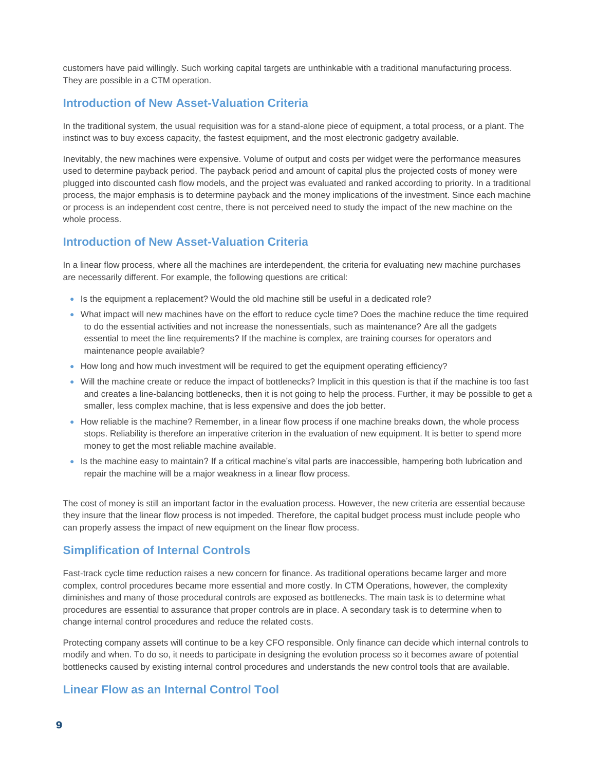customers have paid willingly. Such working capital targets are unthinkable with a traditional manufacturing process. They are possible in a CTM operation.

## Introduction of New Asset-Valuation Criteria

In the traditional system, the usual requisition was for a stand-alone piece of equipment, a total process, or a plant. The instinct was to buy excess capacity, the fastest equipment, and the most electronic gadgetry available.

Inevitably, the new machines were expensive. Volume of output and costs per widget were the performance measures used to determine payback period. The payback period and amount of capital plus the projected costs of money were plugged into discounted cash flow models, and the project was evaluated and ranked according to priority. In a traditional process, the major emphasis is to determine payback and the money implications of the investment. Since each machine or process is an independent cost centre, there is not perceived need to study the impact of the new machine on the whole process.

## Introduction of New Asset-Valuation Criteria

In a linear flow process, where all the machines are interdependent, the criteria for evaluating new machine purchases are necessarily different. For example, the following questions are critical:

- Is the equipment a replacement? Would the old machine still be useful in a dedicated role?
- What impact will new machines have on the effort to reduce cycle time? Does the machine reduce the time required to do the essential activities and not increase the nonessentials, such as maintenance? Are all the gadgets essential to meet the line requirements? If the machine is complex, are training courses for operators and maintenance people available?
- How long and how much investment will be required to get the equipment operating efficiency?
- Will the machine create or reduce the impact of bottlenecks? Implicit in this question is that if the machine is too fast and creates a line-balancing bottlenecks, then it is not going to help the process. Further, it may be possible to get a smaller, less complex machine, that is less expensive and does the job better.
- How reliable is the machine? Remember, in a linear flow process if one machine breaks down, the whole process stops. Reliability is therefore an imperative criterion in the evaluation of new equipment. It is better to spend more money to get the most reliable machine available.
- Is the machine easy to maintain? If a critical machine's vital parts are inaccessible, hampering both lubrication and repair the machine will be a major weakness in a linear flow process.

The cost of money is still an important factor in the evaluation process. However, the new criteria are essential because they insure that the linear flow process is not impeded. Therefore, the capital budget process must include people who can properly assess the impact of new equipment on the linear flow process.

## Simplification of Internal Controls

Fast-track cycle time reduction raises a new concern for finance. As traditional operations became larger and more complex, control procedures became more essential and more costly. In CTM Operations, however, the complexity diminishes and many of those procedural controls are exposed as bottlenecks. The main task is to determine what procedures are essential to assurance that proper controls are in place. A secondary task is to determine when to change internal control procedures and reduce the related costs.

Protecting company assets will continue to be a key CFO responsible. Only finance can decide which internal controls to modify and when. To do so, it needs to participate in designing the evolution process so it becomes aware of potential bottlenecks caused by existing internal control procedures and understands the new control tools that are available.

## Linear Flow as an Internal Control Tool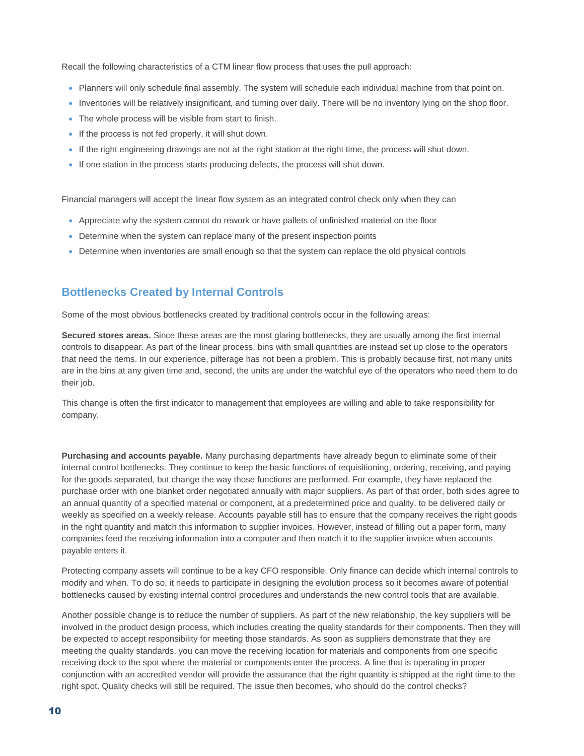Recall the following characteristics of a CTM linear flow process that uses the pull approach:

- Planners will only schedule final assembly. The system will schedule each individual machine from that point on.
- Inventories will be relatively insignificant, and turning over daily. There will be no inventory lying on the shop floor.
- The whole process will be visible from start to finish.
- If the process is not fed properly, it will shut down.
- If the right engineering drawings are not at the right station at the right time, the process will shut down.
- If one station in the process starts producing defects, the process will shut down.

Financial managers will accept the linear flow system as an integrated control check only when they can

- Appreciate why the system cannot do rework or have pallets of unfinished material on the floor
- Determine when the system can replace many of the present inspection points
- Determine when inventories are small enough so that the system can replace the old physical controls

## Bottlenecks Created by Internal Controls

Some of the most obvious bottlenecks created by traditional controls occur in the following areas:

**Secured stores areas.** Since these areas are the most glaring bottlenecks, they are usually among the first internal controls to disappear. As part of the linear process, bins with small quantities are instead set up close to the operators that need the items. In our experience, pilferage has not been a problem. This is probably because first, not many units are in the bins at any given time and, second, the units are under the watchful eye of the operators who need them to do their job.

This change is often the first indicator to management that employees are willing and able to take responsibility for company.

**Purchasing and accounts payable.** Many purchasing departments have already begun to eliminate some of their internal control bottlenecks. They continue to keep the basic functions of requisitioning, ordering, receiving, and paying for the goods separated, but change the way those functions are performed. For example, they have replaced the purchase order with one blanket order negotiated annually with major suppliers. As part of that order, both sides agree to an annual quantity of a specified material or component, at a predetermined price and quality, to be delivered daily or weekly as specified on a weekly release. Accounts payable still has to ensure that the company receives the right goods in the right quantity and match this information to supplier invoices. However, instead of filling out a paper form, many companies feed the receiving information into a computer and then match it to the supplier invoice when accounts payable enters it.

Protecting company assets will continue to be a key CFO responsible. Only finance can decide which internal controls to modify and when. To do so, it needs to participate in designing the evolution process so it becomes aware of potential bottlenecks caused by existing internal control procedures and understands the new control tools that are available.

Another possible change is to reduce the number of suppliers. As part of the new relationship, the key suppliers will be involved in the product design process, which includes creating the quality standards for their components. Then they will be expected to accept responsibility for meeting those standards. As soon as suppliers demonstrate that they are meeting the quality standards, you can move the receiving location for materials and components from one specific receiving dock to the spot where the material or components enter the process. A line that is operating in proper conjunction with an accredited vendor will provide the assurance that the right quantity is shipped at the right time to the right spot. Quality checks will still be required. The issue then becomes, who should do the control checks?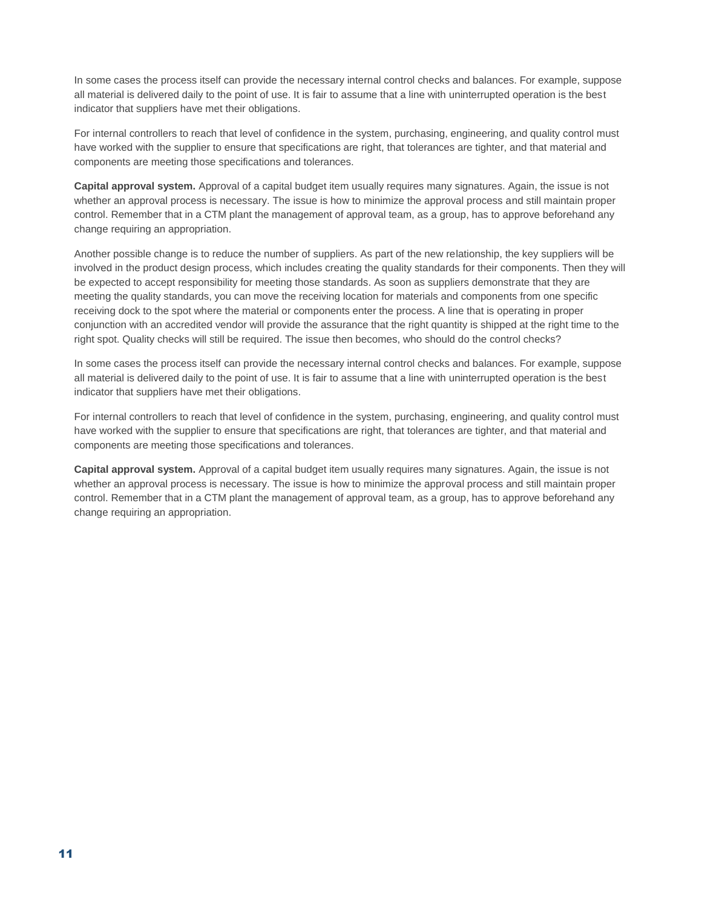In some cases the process itself can provide the necessary internal control checks and balances. For example, suppose all material is delivered daily to the point of use. It is fair to assume that a line with uninterrupted operation is the best indicator that suppliers have met their obligations.

For internal controllers to reach that level of confidence in the system, purchasing, engineering, and quality control must have worked with the supplier to ensure that specifications are right, that tolerances are tighter, and that material and components are meeting those specifications and tolerances.

**Capital approval system.** Approval of a capital budget item usually requires many signatures. Again, the issue is not whether an approval process is necessary. The issue is how to minimize the approval process and still maintain proper control. Remember that in a CTM plant the management of approval team, as a group, has to approve beforehand any change requiring an appropriation.

Another possible change is to reduce the number of suppliers. As part of the new relationship, the key suppliers will be involved in the product design process, which includes creating the quality standards for their components. Then they will be expected to accept responsibility for meeting those standards. As soon as suppliers demonstrate that they are meeting the quality standards, you can move the receiving location for materials and components from one specific receiving dock to the spot where the material or components enter the process. A line that is operating in proper conjunction with an accredited vendor will provide the assurance that the right quantity is shipped at the right time to the right spot. Quality checks will still be required. The issue then becomes, who should do the control checks?

In some cases the process itself can provide the necessary internal control checks and balances. For example, suppose all material is delivered daily to the point of use. It is fair to assume that a line with uninterrupted operation is the best indicator that suppliers have met their obligations.

For internal controllers to reach that level of confidence in the system, purchasing, engineering, and quality control must have worked with the supplier to ensure that specifications are right, that tolerances are tighter, and that material and components are meeting those specifications and tolerances.

**Capital approval system.** Approval of a capital budget item usually requires many signatures. Again, the issue is not whether an approval process is necessary. The issue is how to minimize the approval process and still maintain proper control. Remember that in a CTM plant the management of approval team, as a group, has to approve beforehand any change requiring an appropriation.